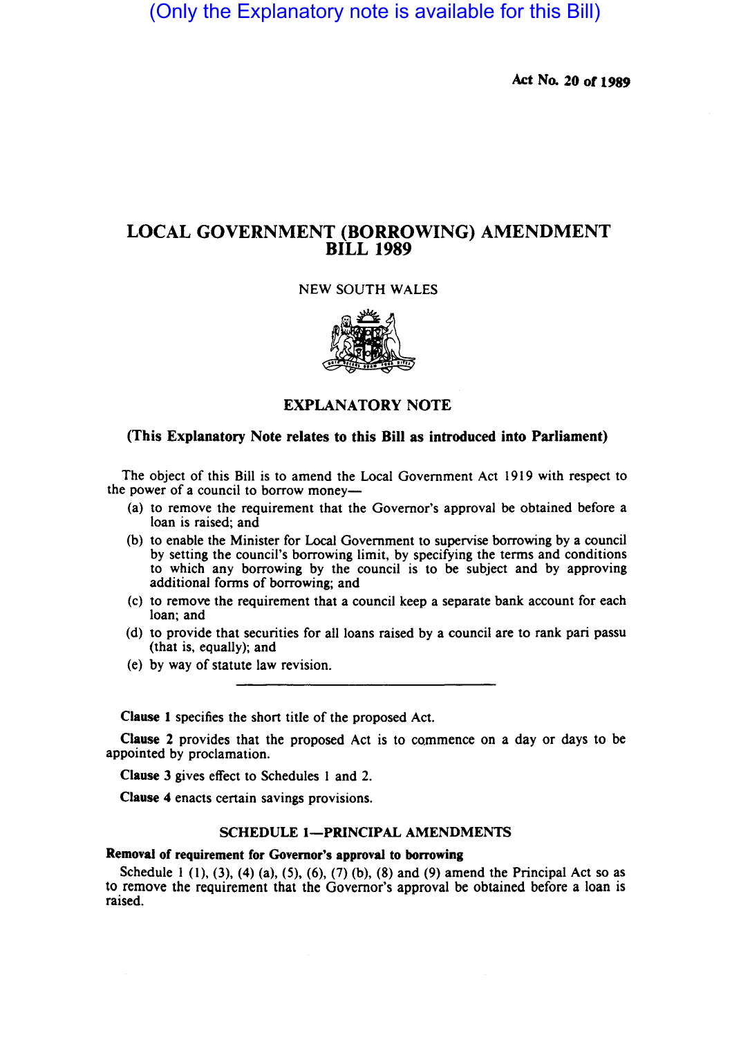(Only the Explanatory note is available for this Bill)

Act No. 20 of 1989

# LOCAL GOVERNMENT (BORROWING) AMENDMENT BILL 1989

NEW SOUTH WALES

## EXPLANATORY NOTE

**(This Explanatory Note relates to this Bill as introduced into Parliament)**

The object of this Bill is to amend the Local Government Act 1919 with respect to the power of a council to borrow money—

(a) to remove the requirement that the Governor's approval be obtained before a loan is raised; and

(b) to enable the Minister for Local Government to supervise borrowing by a council by setting the council's borrowing limit, by specifying the terms and conditions to which any borrowing by the council is to be subject and by approving additional forms of borrowing; and

(c) to remove the requirement that a council keep a separate bank account for each loan; and

(d) to provide that securities for all loans raised by a council are to rank pari passu (that is, equally); and

(e) by way of statute law revision.

---

**Clause 1** specifies the short title of the proposed Act.

**Clause 2** provides that the proposed Act is to commence on a day or days to be appointed by proclamation.

**Clause 3** gives effect to Schedules 1 and 2.

**Clause 4** enacts certain savings provisions.

### SCHEDULE 1—PRINCIPAL AMENDMENTS

**Removal of requirement for Governor's approval to borrowing**

Schedule 1 (1), (3), (4) (a), (5), (6), (7) (b), (8) and (9) amend the Principal Act so as to remove the requirement that the Governor's approval be obtained before a loan is raised.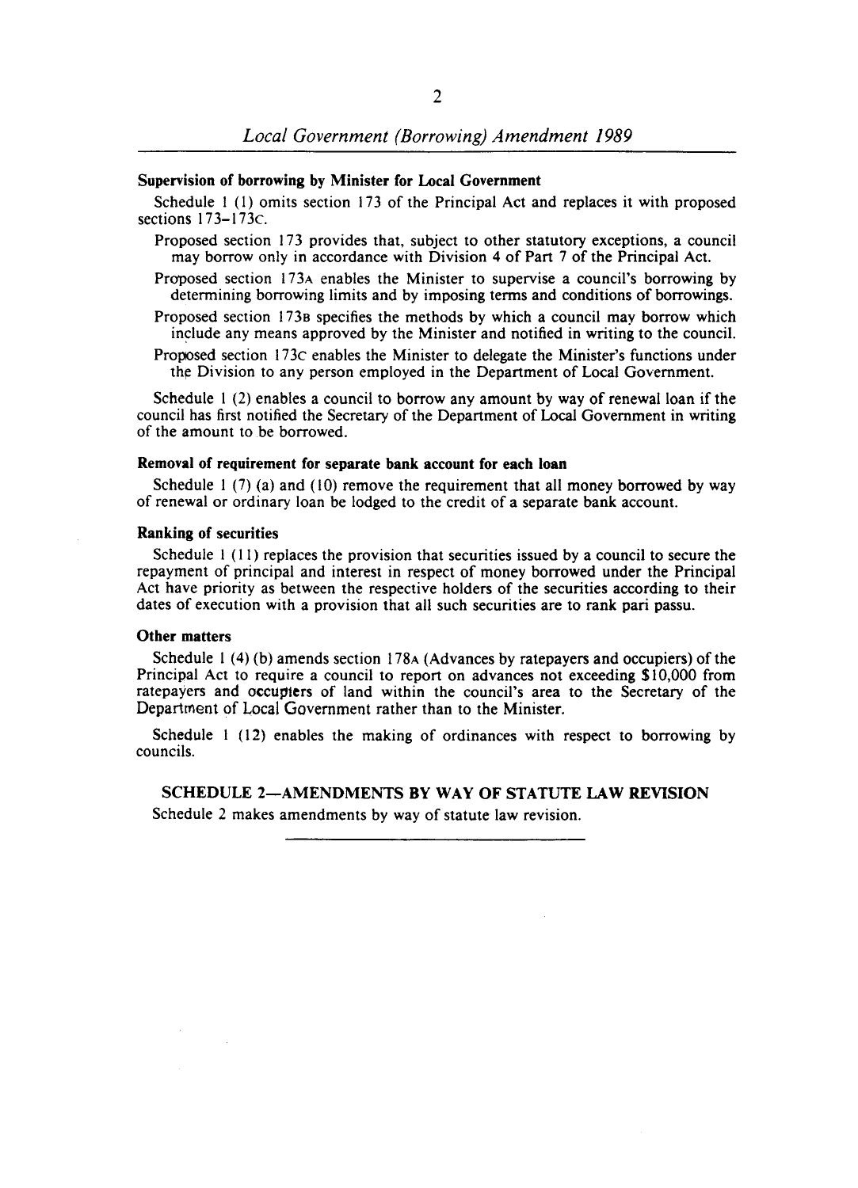#### Supervision of borrowing by Minister for Local Government

Schedule 1 (1) omits section 173 of the Principal Act and replaces it with proposed sections 173–173C.

Proposed section 173 provides that, subject to other statutory exceptions, a council may borrow only in accordance with Division 4 of Part 7 of the Principal Act.

Proposed section 173A enables the Minister to supervise a council's borrowing by determining borrowing limits and by imposing terms and conditions of borrowings.

Proposed section 173B specifies the methods by which a council may borrow which include any means approved by the Minister and notified in writing to the council.

Proposed section 173C enables the Minister to delegate the Minister's functions under the Division to any person employed in the Department of Local Government.

Schedule 1 (2) enables a council to borrow any amount by way of renewal loan if the council has first notified the Secretary of the Department of Local Government in writing of the amount to be borrowed.

#### Removal of requirement for separate bank account for each loan

Schedule 1 (7) (a) and (10) remove the requirement that all money borrowed by way of renewal or ordinary loan be lodged to the credit of a separate bank account.

#### Ranking of securities

Schedule 1 (11) replaces the provision that securities issued by a council to secure the repayment of principal and interest in respect of money borrowed under the Principal Act have priority as between the respective holders of the securities according to their dates of execution with a provision that all such securities are to rank pari passu.

#### Other matters

Schedule 1 (4) (b) amends section 178A (Advances by ratepayers and occupiers) of the Principal Act to require a council to report on advances not exceeding $10,000 from ratepayers and occupiers of land within the council's area to the Secretary of the Department of Local Government rather than to the Minister.

Schedule 1 (12) enables the making of ordinances with respect to borrowing by councils.

## SCHEDULE 2—AMENDMENTS BY WAY OF STATUTE LAW REVISION

Schedule 2 makes amendments by way of statute law revision.